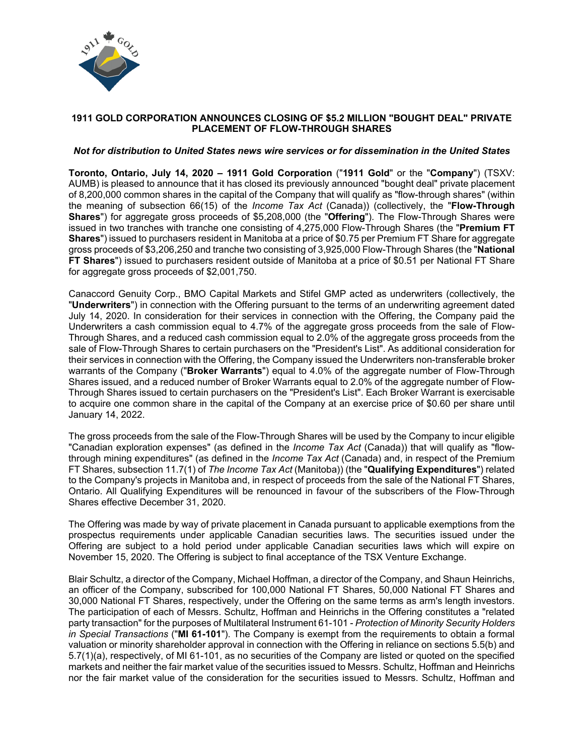# 1911 GOLD CORPORATION ANNOUNCES CLOSING OF $5.2 MILLION "BOUGHT DEAL" PRIVATE PLACEMENT OF FLOW-THROUGH SHARES

***Not for distribution to United States news wire services or for dissemination in the United States***

**Toronto, Ontario, July 14, 2020 – 1911 Gold Corporation** ("**1911 Gold**" or the "**Company**") (TSXV: AUMB) is pleased to announce that it has closed its previously announced "bought deal" private placement of 8,200,000 common shares in the capital of the Company that will qualify as "flow-through shares" (within the meaning of subsection 66(15) of the *Income Tax Act* (Canada)) (collectively, the "**Flow-Through Shares**") for aggregate gross proceeds of $5,208,000 (the "**Offering**"). The Flow-Through Shares were issued in two tranches with tranche one consisting of 4,275,000 Flow-Through Shares (the "**Premium FT Shares**") issued to purchasers resident in Manitoba at a price of $0.75 per Premium FT Share for aggregate gross proceeds of $3,206,250 and tranche two consisting of 3,925,000 Flow-Through Shares (the "**National FT Shares**") issued to purchasers resident outside of Manitoba at a price of $0.51 per National FT Share for aggregate gross proceeds of $2,001,750.

Canaccord Genuity Corp., BMO Capital Markets and Stifel GMP acted as underwriters (collectively, the "**Underwriters**") in connection with the Offering pursuant to the terms of an underwriting agreement dated July 14, 2020. In consideration for their services in connection with the Offering, the Company paid the Underwriters a cash commission equal to 4.7% of the aggregate gross proceeds from the sale of Flow-Through Shares, and a reduced cash commission equal to 2.0% of the aggregate gross proceeds from the sale of Flow-Through Shares to certain purchasers on the "President's List". As additional consideration for their services in connection with the Offering, the Company issued the Underwriters non-transferable broker warrants of the Company ("**Broker Warrants**") equal to 4.0% of the aggregate number of Flow-Through Shares issued, and a reduced number of Broker Warrants equal to 2.0% of the aggregate number of Flow-Through Shares issued to certain purchasers on the "President's List". Each Broker Warrant is exercisable to acquire one common share in the capital of the Company at an exercise price of $0.60 per share until January 14, 2022.

The gross proceeds from the sale of the Flow-Through Shares will be used by the Company to incur eligible "Canadian exploration expenses" (as defined in the *Income Tax Act* (Canada)) that will qualify as "flow-through mining expenditures" (as defined in the *Income Tax Act* (Canada) and, in respect of the Premium FT Shares, subsection 11.7(1) of *The Income Tax Act* (Manitoba)) (the "**Qualifying Expenditures**") related to the Company's projects in Manitoba and, in respect of proceeds from the sale of the National FT Shares, Ontario. All Qualifying Expenditures will be renounced in favour of the subscribers of the Flow-Through Shares effective December 31, 2020.

The Offering was made by way of private placement in Canada pursuant to applicable exemptions from the prospectus requirements under applicable Canadian securities laws. The securities issued under the Offering are subject to a hold period under applicable Canadian securities laws which will expire on November 15, 2020. The Offering is subject to final acceptance of the TSX Venture Exchange.

Blair Schultz, a director of the Company, Michael Hoffman, a director of the Company, and Shaun Heinrichs, an officer of the Company, subscribed for 100,000 National FT Shares, 50,000 National FT Shares and 30,000 National FT Shares, respectively, under the Offering on the same terms as arm's length investors. The participation of each of Messrs. Schultz, Hoffman and Heinrichs in the Offering constitutes a "related party transaction" for the purposes of Multilateral Instrument 61-101 - *Protection of Minority Security Holders in Special Transactions* ("**MI 61-101**"). The Company is exempt from the requirements to obtain a formal valuation or minority shareholder approval in connection with the Offering in reliance on sections 5.5(b) and 5.7(1)(a), respectively, of MI 61-101, as no securities of the Company are listed or quoted on the specified markets and neither the fair market value of the securities issued to Messrs. Schultz, Hoffman and Heinrichs nor the fair market value of the consideration for the securities issued to Messrs. Schultz, Hoffman and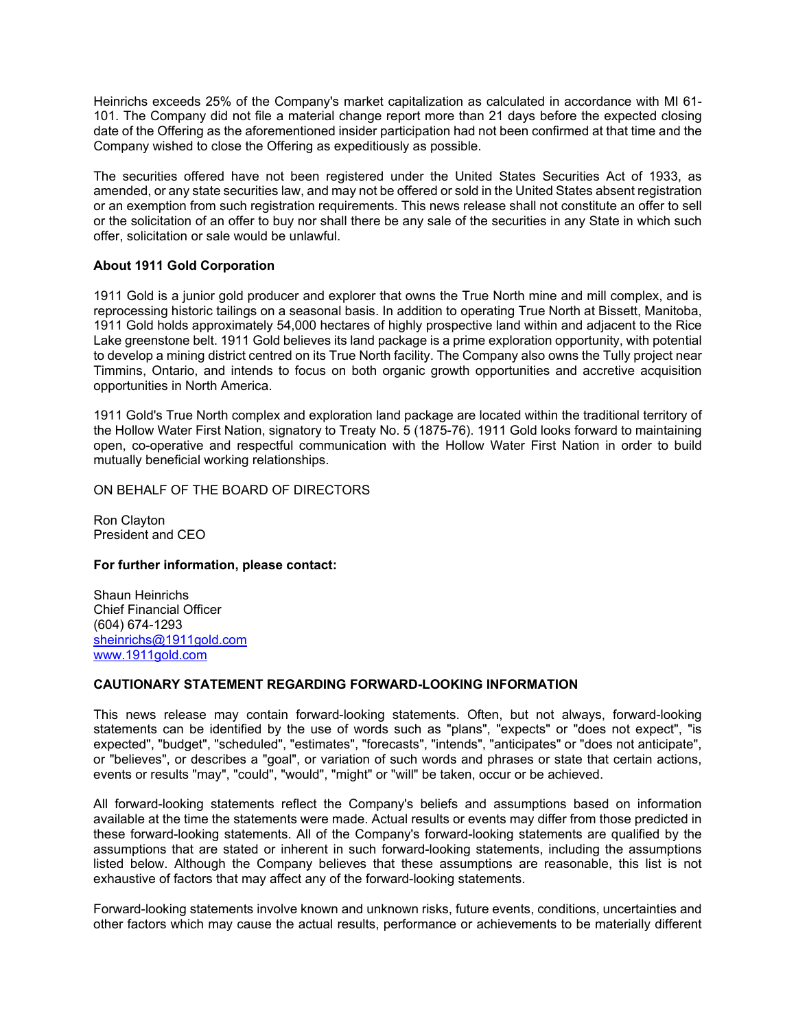Heinrichs exceeds 25% of the Company's market capitalization as calculated in accordance with MI 61-101. The Company did not file a material change report more than 21 days before the expected closing date of the Offering as the aforementioned insider participation had not been confirmed at that time and the Company wished to close the Offering as expeditiously as possible.

The securities offered have not been registered under the United States Securities Act of 1933, as amended, or any state securities law, and may not be offered or sold in the United States absent registration or an exemption from such registration requirements. This news release shall not constitute an offer to sell or the solicitation of an offer to buy nor shall there be any sale of the securities in any State in which such offer, solicitation or sale would be unlawful.

**About 1911 Gold Corporation**

1911 Gold is a junior gold producer and explorer that owns the True North mine and mill complex, and is reprocessing historic tailings on a seasonal basis. In addition to operating True North at Bissett, Manitoba, 1911 Gold holds approximately 54,000 hectares of highly prospective land within and adjacent to the Rice Lake greenstone belt. 1911 Gold believes its land package is a prime exploration opportunity, with potential to develop a mining district centred on its True North facility. The Company also owns the Tully project near Timmins, Ontario, and intends to focus on both organic growth opportunities and accretive acquisition opportunities in North America.

1911 Gold's True North complex and exploration land package are located within the traditional territory of the Hollow Water First Nation, signatory to Treaty No. 5 (1875-76). 1911 Gold looks forward to maintaining open, co-operative and respectful communication with the Hollow Water First Nation in order to build mutually beneficial working relationships.

ON BEHALF OF THE BOARD OF DIRECTORS

Ron Clayton
President and CEO

**For further information, please contact:**

Shaun Heinrichs
Chief Financial Officer
(604) 674-1293
sheinrichs@1911gold.com
www.1911gold.com

**CAUTIONARY STATEMENT REGARDING FORWARD-LOOKING INFORMATION**

This news release may contain forward-looking statements. Often, but not always, forward-looking statements can be identified by the use of words such as "plans", "expects" or "does not expect", "is expected", "budget", "scheduled", "estimates", "forecasts", "intends", "anticipates" or "does not anticipate", or "believes", or describes a "goal", or variation of such words and phrases or state that certain actions, events or results "may", "could", "would", "might" or "will" be taken, occur or be achieved.

All forward-looking statements reflect the Company's beliefs and assumptions based on information available at the time the statements were made. Actual results or events may differ from those predicted in these forward-looking statements. All of the Company's forward-looking statements are qualified by the assumptions that are stated or inherent in such forward-looking statements, including the assumptions listed below. Although the Company believes that these assumptions are reasonable, this list is not exhaustive of factors that may affect any of the forward-looking statements.

Forward-looking statements involve known and unknown risks, future events, conditions, uncertainties and other factors which may cause the actual results, performance or achievements to be materially different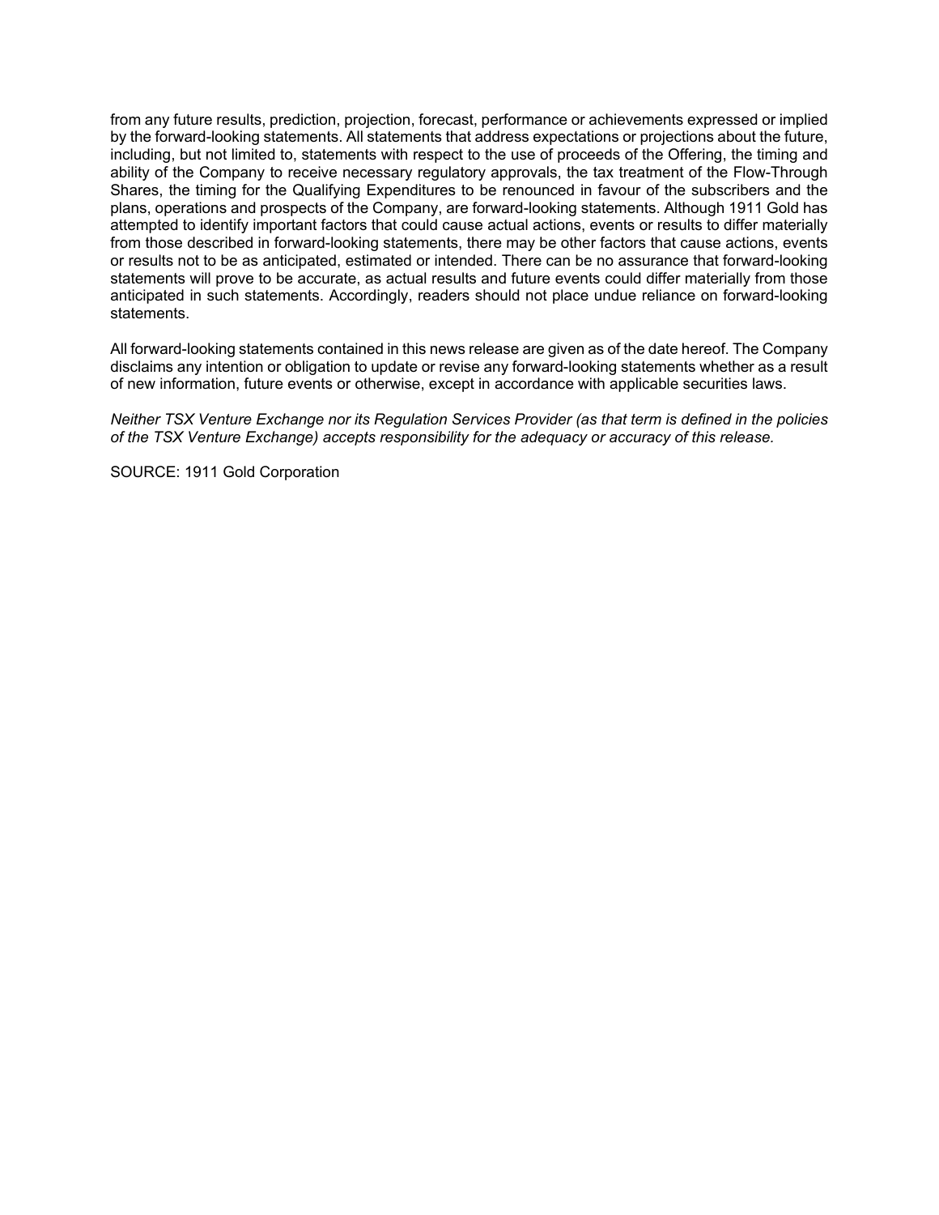from any future results, prediction, projection, forecast, performance or achievements expressed or implied by the forward-looking statements. All statements that address expectations or projections about the future, including, but not limited to, statements with respect to the use of proceeds of the Offering, the timing and ability of the Company to receive necessary regulatory approvals, the tax treatment of the Flow-Through Shares, the timing for the Qualifying Expenditures to be renounced in favour of the subscribers and the plans, operations and prospects of the Company, are forward-looking statements. Although 1911 Gold has attempted to identify important factors that could cause actual actions, events or results to differ materially from those described in forward-looking statements, there may be other factors that cause actions, events or results not to be as anticipated, estimated or intended. There can be no assurance that forward-looking statements will prove to be accurate, as actual results and future events could differ materially from those anticipated in such statements. Accordingly, readers should not place undue reliance on forward-looking statements.

All forward-looking statements contained in this news release are given as of the date hereof. The Company disclaims any intention or obligation to update or revise any forward-looking statements whether as a result of new information, future events or otherwise, except in accordance with applicable securities laws.

*Neither TSX Venture Exchange nor its Regulation Services Provider (as that term is defined in the policies of the TSX Venture Exchange) accepts responsibility for the adequacy or accuracy of this release.*

SOURCE: 1911 Gold Corporation